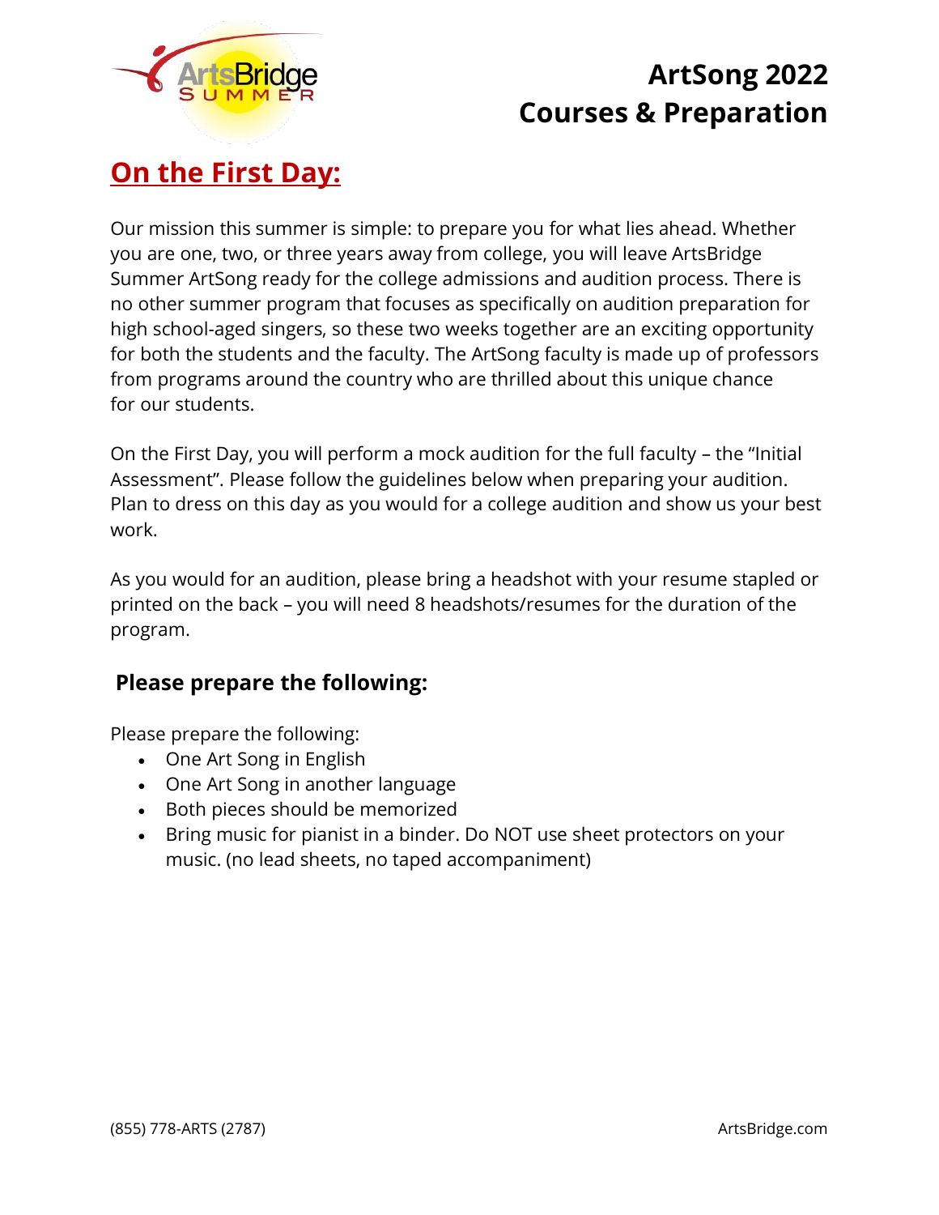# ArtSong 2022
# Courses & Preparation

## On the First Day:

Our mission this summer is simple: to prepare you for what lies ahead. Whether you are one, two, or three years away from college, you will leave ArtsBridge Summer ArtSong ready for the college admissions and audition process. There is no other summer program that focuses as specifically on audition preparation for high school-aged singers, so these two weeks together are an exciting opportunity for both the students and the faculty. The ArtSong faculty is made up of professors from programs around the country who are thrilled about this unique chance for our students.

On the First Day, you will perform a mock audition for the full faculty – the "Initial Assessment". Please follow the guidelines below when preparing your audition. Plan to dress on this day as you would for a college audition and show us your best work.

As you would for an audition, please bring a headshot with your resume stapled or printed on the back – you will need 8 headshots/resumes for the duration of the program.

### Please prepare the following:

Please prepare the following:

- One Art Song in English
- One Art Song in another language
- Both pieces should be memorized
- Bring music for pianist in a binder. Do NOT use sheet protectors on your music. (no lead sheets, no taped accompaniment)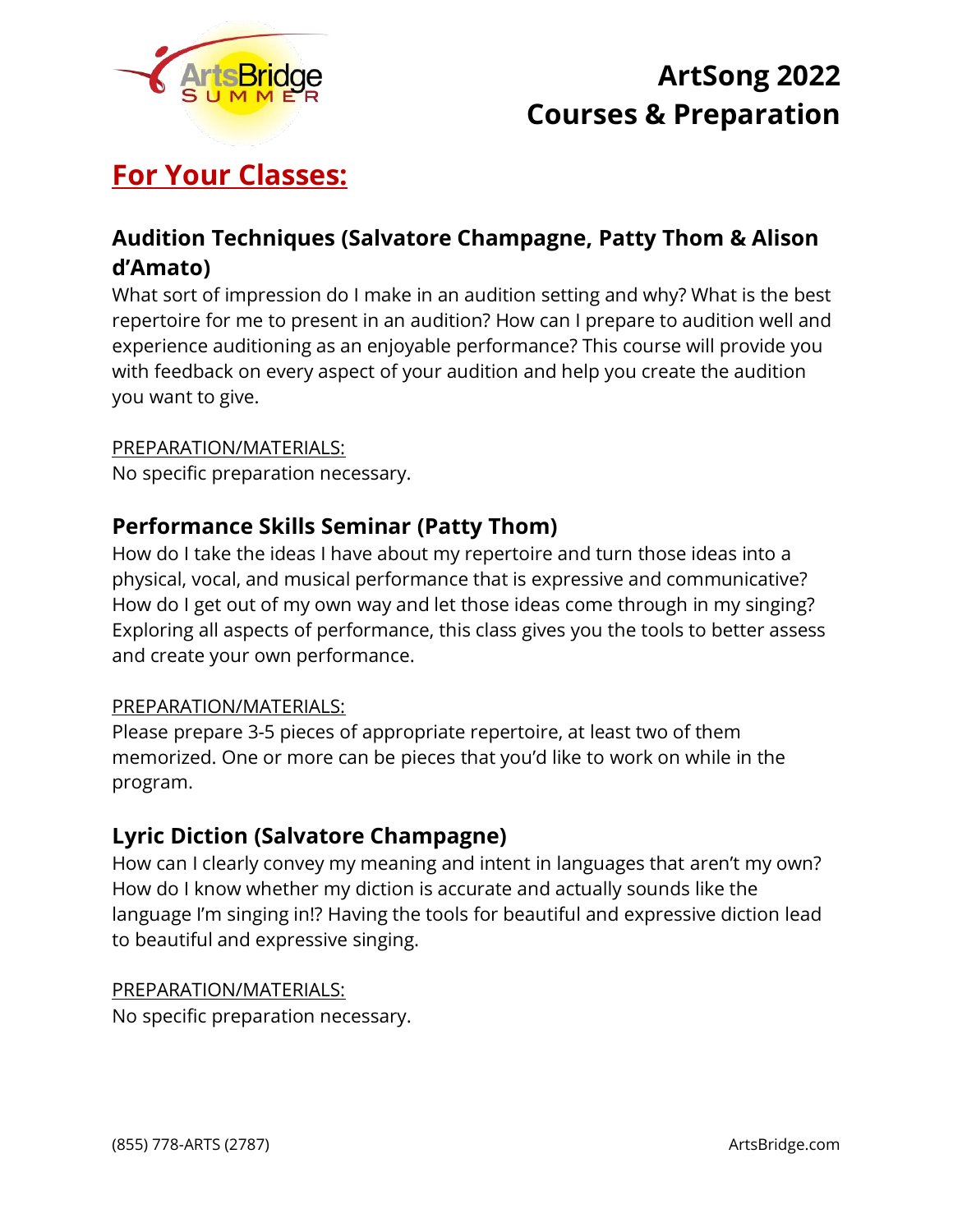# ArtSong 2022
# Courses & Preparation

## For Your Classes:

### Audition Techniques (Salvatore Champagne, Patty Thom & Alison d'Amato)

What sort of impression do I make in an audition setting and why? What is the best repertoire for me to present in an audition? How can I prepare to audition well and experience auditioning as an enjoyable performance? This course will provide you with feedback on every aspect of your audition and help you create the audition you want to give.

PREPARATION/MATERIALS:
No specific preparation necessary.

### Performance Skills Seminar (Patty Thom)

How do I take the ideas I have about my repertoire and turn those ideas into a physical, vocal, and musical performance that is expressive and communicative? How do I get out of my own way and let those ideas come through in my singing? Exploring all aspects of performance, this class gives you the tools to better assess and create your own performance.

PREPARATION/MATERIALS:
Please prepare 3-5 pieces of appropriate repertoire, at least two of them memorized. One or more can be pieces that you'd like to work on while in the program.

### Lyric Diction (Salvatore Champagne)

How can I clearly convey my meaning and intent in languages that aren't my own? How do I know whether my diction is accurate and actually sounds like the language I'm singing in!? Having the tools for beautiful and expressive diction lead to beautiful and expressive singing.

PREPARATION/MATERIALS:
No specific preparation necessary.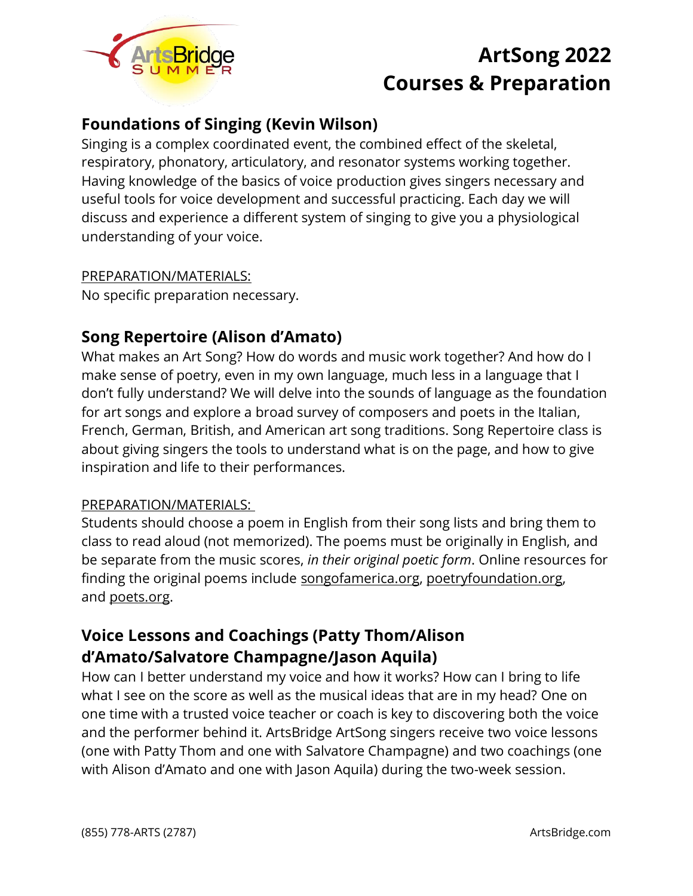# ArtSong 2022 Courses & Preparation

## Foundations of Singing (Kevin Wilson)

Singing is a complex coordinated event, the combined effect of the skeletal, respiratory, phonatory, articulatory, and resonator systems working together. Having knowledge of the basics of voice production gives singers necessary and useful tools for voice development and successful practicing. Each day we will discuss and experience a different system of singing to give you a physiological understanding of your voice.

PREPARATION/MATERIALS:

No specific preparation necessary.

## Song Repertoire (Alison d'Amato)

What makes an Art Song? How do words and music work together? And how do I make sense of poetry, even in my own language, much less in a language that I don't fully understand? We will delve into the sounds of language as the foundation for art songs and explore a broad survey of composers and poets in the Italian, French, German, British, and American art song traditions. Song Repertoire class is about giving singers the tools to understand what is on the page, and how to give inspiration and life to their performances.

PREPARATION/MATERIALS:

Students should choose a poem in English from their song lists and bring them to class to read aloud (not memorized). The poems must be originally in English, and be separate from the music scores, *in their original poetic form*. Online resources for finding the original poems include songofamerica.org, poetryfoundation.org, and poets.org.

## Voice Lessons and Coachings (Patty Thom/Alison d'Amato/Salvatore Champagne/Jason Aquila)

How can I better understand my voice and how it works? How can I bring to life what I see on the score as well as the musical ideas that are in my head? One on one time with a trusted voice teacher or coach is key to discovering both the voice and the performer behind it. ArtsBridge ArtSong singers receive two voice lessons (one with Patty Thom and one with Salvatore Champagne) and two coachings (one with Alison d'Amato and one with Jason Aquila) during the two-week session.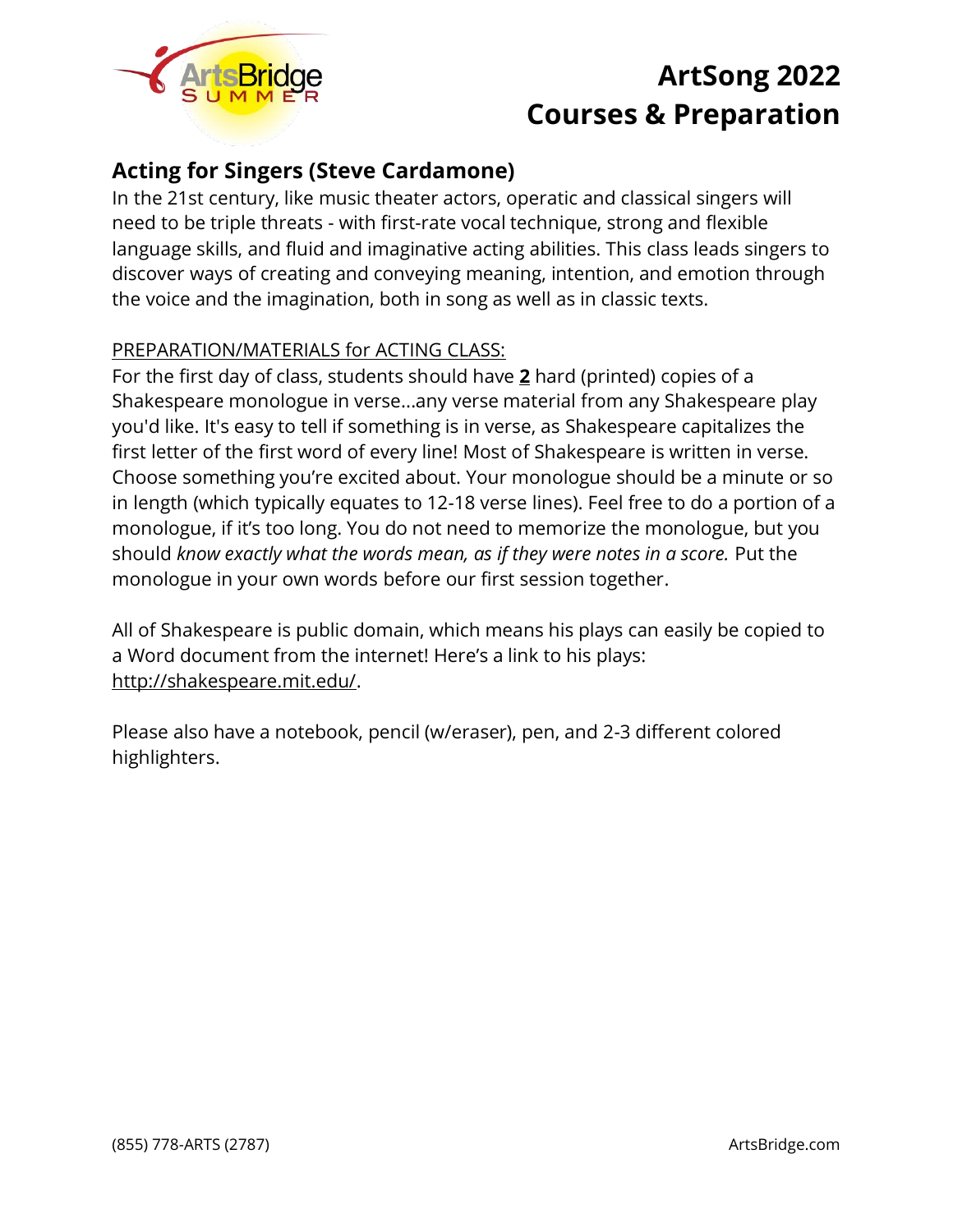# ArtSong 2022
# Courses & Preparation

## Acting for Singers (Steve Cardamone)

In the 21st century, like music theater actors, operatic and classical singers will need to be triple threats - with first-rate vocal technique, strong and flexible language skills, and fluid and imaginative acting abilities. This class leads singers to discover ways of creating and conveying meaning, intention, and emotion through the voice and the imagination, both in song as well as in classic texts.

PREPARATION/MATERIALS for ACTING CLASS:

For the first day of class, students should have **2** hard (printed) copies of a Shakespeare monologue in verse...any verse material from any Shakespeare play you'd like. It's easy to tell if something is in verse, as Shakespeare capitalizes the first letter of the first word of every line! Most of Shakespeare is written in verse. Choose something you're excited about. Your monologue should be a minute or so in length (which typically equates to 12-18 verse lines). Feel free to do a portion of a monologue, if it's too long. You do not need to memorize the monologue, but you should *know exactly what the words mean, as if they were notes in a score.* Put the monologue in your own words before our first session together.

All of Shakespeare is public domain, which means his plays can easily be copied to a Word document from the internet! Here's a link to his plays: http://shakespeare.mit.edu/.

Please also have a notebook, pencil (w/eraser), pen, and 2-3 different colored highlighters.